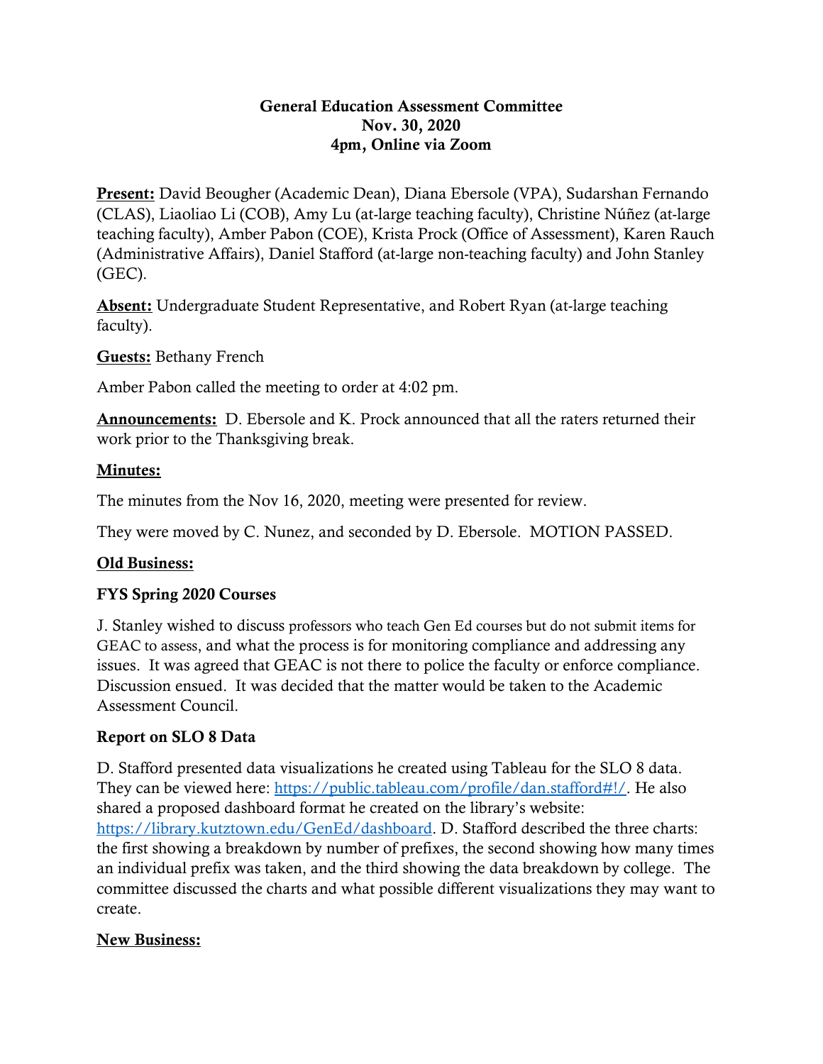**General Education Assessment Committee**
**Nov. 30, 2020**
**4pm, Online via Zoom**

**Present:** David Beougher (Academic Dean), Diana Ebersole (VPA), Sudarshan Fernando (CLAS), Liaoliao Li (COB), Amy Lu (at-large teaching faculty), Christine Núñez (at-large teaching faculty), Amber Pabon (COE), Krista Prock (Office of Assessment), Karen Rauch (Administrative Affairs), Daniel Stafford (at-large non-teaching faculty) and John Stanley (GEC).

**Absent:** Undergraduate Student Representative, and Robert Ryan (at-large teaching faculty).

**Guests:** Bethany French

Amber Pabon called the meeting to order at 4:02 pm.

**Announcements:** D. Ebersole and K. Prock announced that all the raters returned their work prior to the Thanksgiving break.

**Minutes:**

The minutes from the Nov 16, 2020, meeting were presented for review.

They were moved by C. Nunez, and seconded by D. Ebersole. MOTION PASSED.

**Old Business:**

**FYS Spring 2020 Courses**

J. Stanley wished to discuss professors who teach Gen Ed courses but do not submit items for GEAC to assess, and what the process is for monitoring compliance and addressing any issues. It was agreed that GEAC is not there to police the faculty or enforce compliance. Discussion ensued. It was decided that the matter would be taken to the Academic Assessment Council.

**Report on SLO 8 Data**

D. Stafford presented data visualizations he created using Tableau for the SLO 8 data. They can be viewed here: https://public.tableau.com/profile/dan.stafford#!/. He also shared a proposed dashboard format he created on the library's website: https://library.kutztown.edu/GenEd/dashboard. D. Stafford described the three charts: the first showing a breakdown by number of prefixes, the second showing how many times an individual prefix was taken, and the third showing the data breakdown by college. The committee discussed the charts and what possible different visualizations they may want to create.

**New Business:**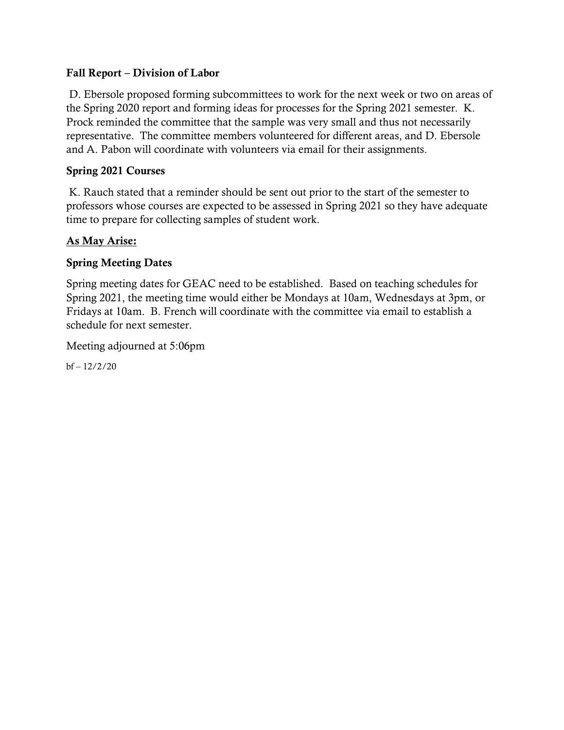**Fall Report – Division of Labor**

D. Ebersole proposed forming subcommittees to work for the next week or two on areas of the Spring 2020 report and forming ideas for processes for the Spring 2021 semester. K. Prock reminded the committee that the sample was very small and thus not necessarily representative. The committee members volunteered for different areas, and D. Ebersole and A. Pabon will coordinate with volunteers via email for their assignments.

**Spring 2021 Courses**

K. Rauch stated that a reminder should be sent out prior to the start of the semester to professors whose courses are expected to be assessed in Spring 2021 so they have adequate time to prepare for collecting samples of student work.

**<u>As May Arise:</u>**

**Spring Meeting Dates**

Spring meeting dates for GEAC need to be established. Based on teaching schedules for Spring 2021, the meeting time would either be Mondays at 10am, Wednesdays at 3pm, or Fridays at 10am. B. French will coordinate with the committee via email to establish a schedule for next semester.

Meeting adjourned at 5:06pm

bf – 12/2/20